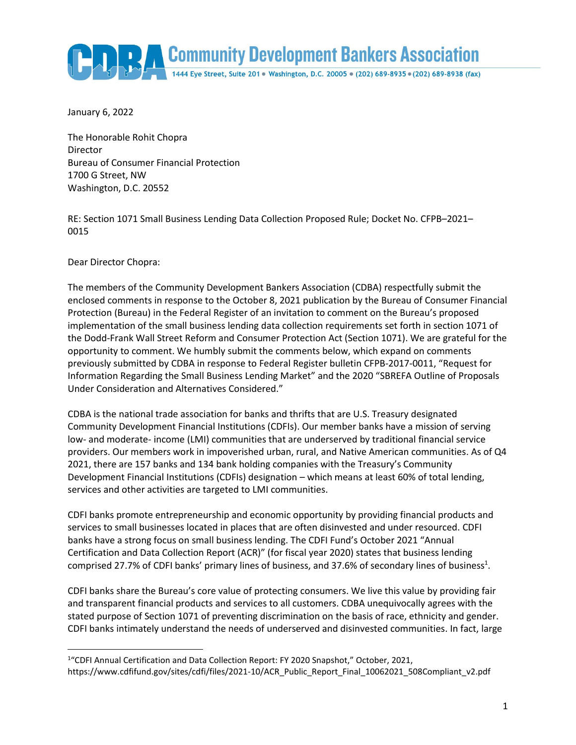# Community Development Bankers Association

1444 Eye Street, Suite 201 • Washington, D.C. 20005 • (202) 689-8935 • (202) 689-8938 (fax)

January 6, 2022

The Honorable Rohit Chopra
Director
Bureau of Consumer Financial Protection
1700 G Street, NW
Washington, D.C. 20552

RE: Section 1071 Small Business Lending Data Collection Proposed Rule; Docket No. CFPB–2021–0015

Dear Director Chopra:

The members of the Community Development Bankers Association (CDBA) respectfully submit the enclosed comments in response to the October 8, 2021 publication by the Bureau of Consumer Financial Protection (Bureau) in the Federal Register of an invitation to comment on the Bureau's proposed implementation of the small business lending data collection requirements set forth in section 1071 of the Dodd-Frank Wall Street Reform and Consumer Protection Act (Section 1071). We are grateful for the opportunity to comment. We humbly submit the comments below, which expand on comments previously submitted by CDBA in response to Federal Register bulletin CFPB-2017-0011, "Request for Information Regarding the Small Business Lending Market" and the 2020 "SBREFA Outline of Proposals Under Consideration and Alternatives Considered."

CDBA is the national trade association for banks and thrifts that are U.S. Treasury designated Community Development Financial Institutions (CDFIs). Our member banks have a mission of serving low- and moderate- income (LMI) communities that are underserved by traditional financial service providers. Our members work in impoverished urban, rural, and Native American communities. As of Q4 2021, there are 157 banks and 134 bank holding companies with the Treasury's Community Development Financial Institutions (CDFIs) designation – which means at least 60% of total lending, services and other activities are targeted to LMI communities.

CDFI banks promote entrepreneurship and economic opportunity by providing financial products and services to small businesses located in places that are often disinvested and under resourced. CDFI banks have a strong focus on small business lending. The CDFI Fund's October 2021 "Annual Certification and Data Collection Report (ACR)" (for fiscal year 2020) states that business lending comprised 27.7% of CDFI banks' primary lines of business, and 37.6% of secondary lines of business[1].

CDFI banks share the Bureau's core value of protecting consumers. We live this value by providing fair and transparent financial products and services to all customers. CDBA unequivocally agrees with the stated purpose of Section 1071 of preventing discrimination on the basis of race, ethnicity and gender. CDFI banks intimately understand the needs of underserved and disinvested communities. In fact, large

[1] "CDFI Annual Certification and Data Collection Report: FY 2020 Snapshot," October, 2021, https://www.cdfifund.gov/sites/cdfi/files/2021-10/ACR_Public_Report_Final_10062021_508Compliant_v2.pdf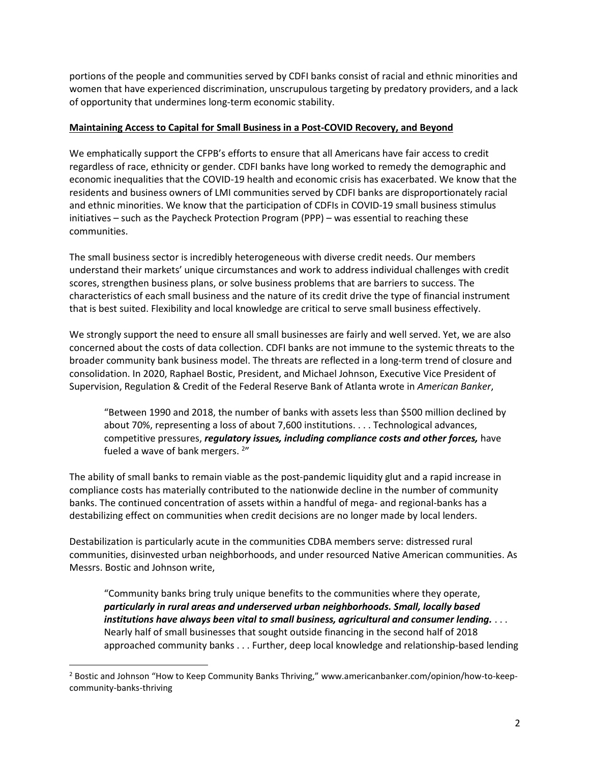portions of the people and communities served by CDFI banks consist of racial and ethnic minorities and women that have experienced discrimination, unscrupulous targeting by predatory providers, and a lack of opportunity that undermines long-term economic stability.

**Maintaining Access to Capital for Small Business in a Post-COVID Recovery, and Beyond**

We emphatically support the CFPB's efforts to ensure that all Americans have fair access to credit regardless of race, ethnicity or gender. CDFI banks have long worked to remedy the demographic and economic inequalities that the COVID-19 health and economic crisis has exacerbated. We know that the residents and business owners of LMI communities served by CDFI banks are disproportionately racial and ethnic minorities. We know that the participation of CDFIs in COVID-19 small business stimulus initiatives – such as the Paycheck Protection Program (PPP) – was essential to reaching these communities.

The small business sector is incredibly heterogeneous with diverse credit needs. Our members understand their markets' unique circumstances and work to address individual challenges with credit scores, strengthen business plans, or solve business problems that are barriers to success. The characteristics of each small business and the nature of its credit drive the type of financial instrument that is best suited. Flexibility and local knowledge are critical to serve small business effectively.

We strongly support the need to ensure all small businesses are fairly and well served. Yet, we are also concerned about the costs of data collection. CDFI banks are not immune to the systemic threats to the broader community bank business model. The threats are reflected in a long-term trend of closure and consolidation. In 2020, Raphael Bostic, President, and Michael Johnson, Executive Vice President of Supervision, Regulation & Credit of the Federal Reserve Bank of Atlanta wrote in *American Banker*,

> "Between 1990 and 2018, the number of banks with assets less than $500 million declined by about 70%, representing a loss of about 7,600 institutions. . . . Technological advances, competitive pressures, ***regulatory issues, including compliance costs and other forces,*** have fueled a wave of bank mergers. [2]"

The ability of small banks to remain viable as the post-pandemic liquidity glut and a rapid increase in compliance costs has materially contributed to the nationwide decline in the number of community banks. The continued concentration of assets within a handful of mega- and regional-banks has a destabilizing effect on communities when credit decisions are no longer made by local lenders.

Destabilization is particularly acute in the communities CDBA members serve: distressed rural communities, disinvested urban neighborhoods, and under resourced Native American communities. As Messrs. Bostic and Johnson write,

> "Community banks bring truly unique benefits to the communities where they operate, ***particularly in rural areas and underserved urban neighborhoods. Small, locally based institutions have always been vital to small business, agricultural and consumer lending.*** . . . Nearly half of small businesses that sought outside financing in the second half of 2018 approached community banks . . . Further, deep local knowledge and relationship-based lending

[2] Bostic and Johnson "How to Keep Community Banks Thriving," www.americanbanker.com/opinion/how-to-keep-community-banks-thriving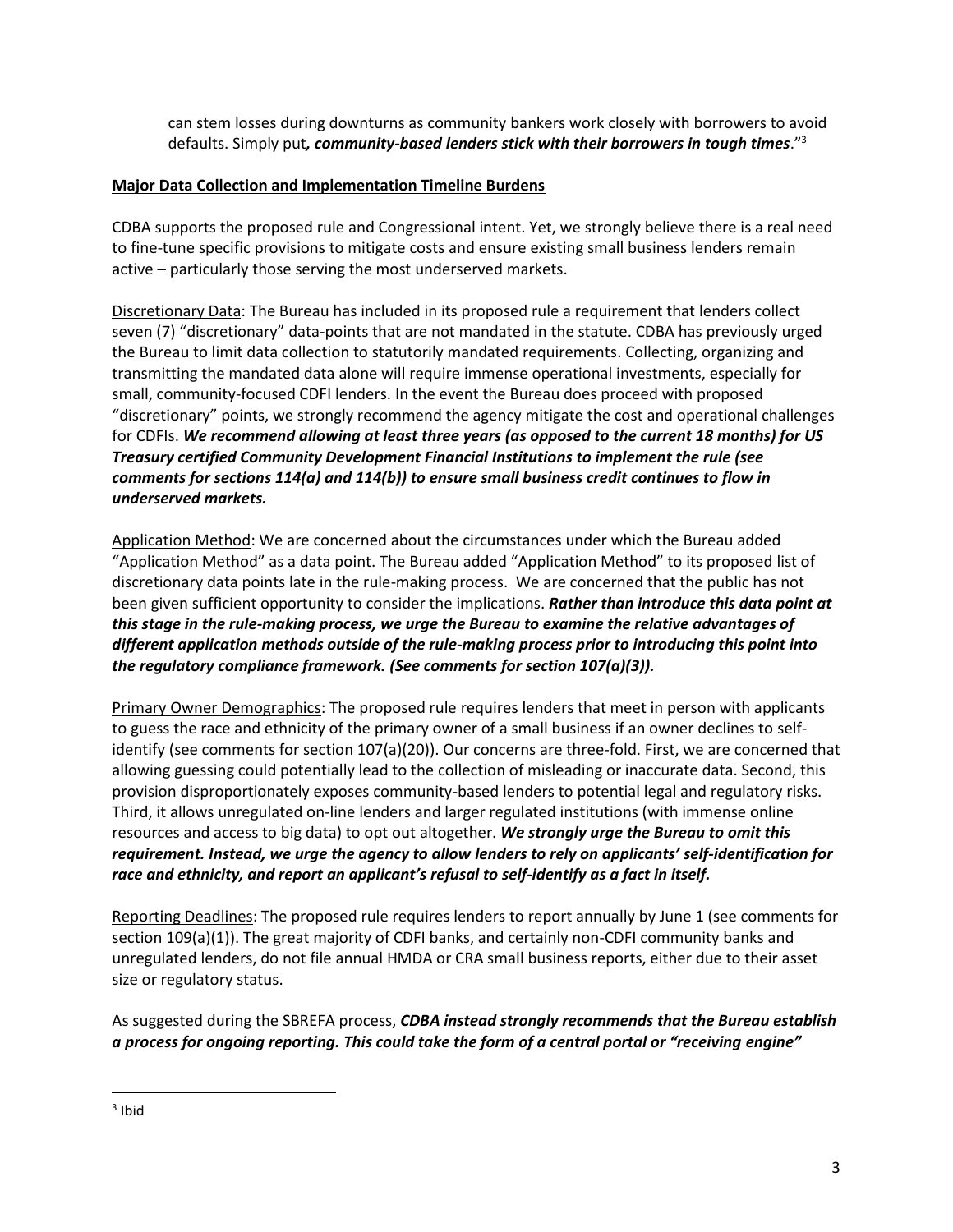can stem losses during downturns as community bankers work closely with borrowers to avoid defaults. Simply put***, community-based lenders stick with their borrowers in tough times***."[3]

**Major Data Collection and Implementation Timeline Burdens**

CDBA supports the proposed rule and Congressional intent. Yet, we strongly believe there is a real need to fine-tune specific provisions to mitigate costs and ensure existing small business lenders remain active – particularly those serving the most underserved markets.

Discretionary Data: The Bureau has included in its proposed rule a requirement that lenders collect seven (7) "discretionary" data-points that are not mandated in the statute. CDBA has previously urged the Bureau to limit data collection to statutorily mandated requirements. Collecting, organizing and transmitting the mandated data alone will require immense operational investments, especially for small, community-focused CDFI lenders. In the event the Bureau does proceed with proposed "discretionary" points, we strongly recommend the agency mitigate the cost and operational challenges for CDFIs. ***We recommend allowing at least three years (as opposed to the current 18 months) for US Treasury certified Community Development Financial Institutions to implement the rule (see comments for sections 114(a) and 114(b)) to ensure small business credit continues to flow in underserved markets.***

Application Method: We are concerned about the circumstances under which the Bureau added "Application Method" as a data point. The Bureau added "Application Method" to its proposed list of discretionary data points late in the rule-making process. We are concerned that the public has not been given sufficient opportunity to consider the implications. ***Rather than introduce this data point at this stage in the rule-making process, we urge the Bureau to examine the relative advantages of different application methods outside of the rule-making process prior to introducing this point into the regulatory compliance framework. (See comments for section 107(a)(3)).***

Primary Owner Demographics: The proposed rule requires lenders that meet in person with applicants to guess the race and ethnicity of the primary owner of a small business if an owner declines to self-identify (see comments for section 107(a)(20)). Our concerns are three-fold. First, we are concerned that allowing guessing could potentially lead to the collection of misleading or inaccurate data. Second, this provision disproportionately exposes community-based lenders to potential legal and regulatory risks. Third, it allows unregulated on-line lenders and larger regulated institutions (with immense online resources and access to big data) to opt out altogether. ***We strongly urge the Bureau to omit this requirement. Instead, we urge the agency to allow lenders to rely on applicants' self-identification for race and ethnicity, and report an applicant's refusal to self-identify as a fact in itself.***

Reporting Deadlines: The proposed rule requires lenders to report annually by June 1 (see comments for section 109(a)(1)). The great majority of CDFI banks, and certainly non-CDFI community banks and unregulated lenders, do not file annual HMDA or CRA small business reports, either due to their asset size or regulatory status.

As suggested during the SBREFA process, ***CDBA instead strongly recommends that the Bureau establish a process for ongoing reporting. This could take the form of a central portal or "receiving engine"***

---

[3] Ibid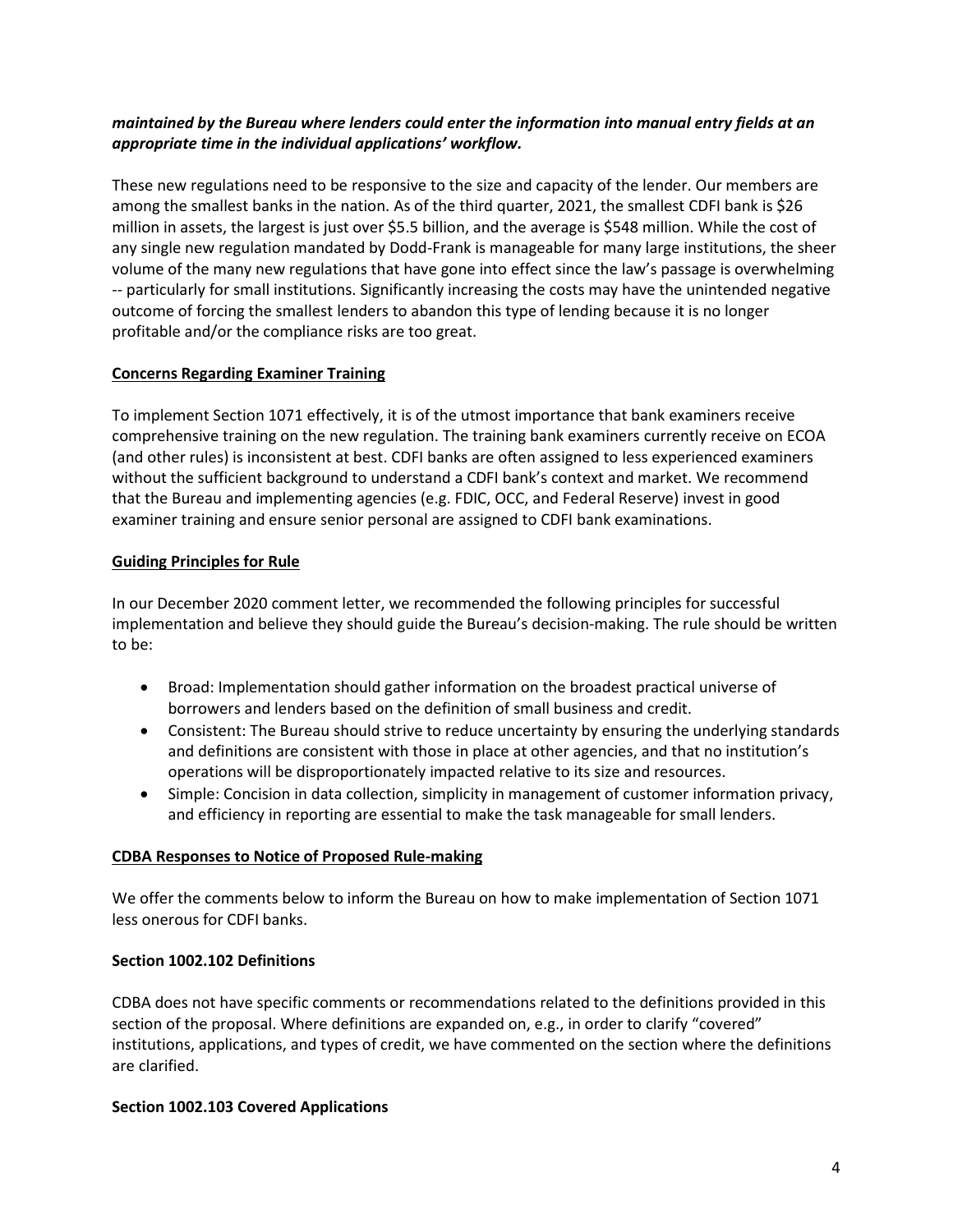***maintained by the Bureau where lenders could enter the information into manual entry fields at an appropriate time in the individual applications' workflow.***

These new regulations need to be responsive to the size and capacity of the lender. Our members are among the smallest banks in the nation. As of the third quarter, 2021, the smallest CDFI bank is $26 million in assets, the largest is just over $5.5 billion, and the average is $548 million. While the cost of any single new regulation mandated by Dodd-Frank is manageable for many large institutions, the sheer volume of the many new regulations that have gone into effect since the law's passage is overwhelming -- particularly for small institutions. Significantly increasing the costs may have the unintended negative outcome of forcing the smallest lenders to abandon this type of lending because it is no longer profitable and/or the compliance risks are too great.

**Concerns Regarding Examiner Training**

To implement Section 1071 effectively, it is of the utmost importance that bank examiners receive comprehensive training on the new regulation. The training bank examiners currently receive on ECOA (and other rules) is inconsistent at best. CDFI banks are often assigned to less experienced examiners without the sufficient background to understand a CDFI bank's context and market. We recommend that the Bureau and implementing agencies (e.g. FDIC, OCC, and Federal Reserve) invest in good examiner training and ensure senior personal are assigned to CDFI bank examinations.

**Guiding Principles for Rule**

In our December 2020 comment letter, we recommended the following principles for successful implementation and believe they should guide the Bureau's decision-making. The rule should be written to be:

- Broad: Implementation should gather information on the broadest practical universe of borrowers and lenders based on the definition of small business and credit.
- Consistent: The Bureau should strive to reduce uncertainty by ensuring the underlying standards and definitions are consistent with those in place at other agencies, and that no institution's operations will be disproportionately impacted relative to its size and resources.
- Simple: Concision in data collection, simplicity in management of customer information privacy, and efficiency in reporting are essential to make the task manageable for small lenders.

**CDBA Responses to Notice of Proposed Rule-making**

We offer the comments below to inform the Bureau on how to make implementation of Section 1071 less onerous for CDFI banks.

**Section 1002.102 Definitions**

CDBA does not have specific comments or recommendations related to the definitions provided in this section of the proposal. Where definitions are expanded on, e.g., in order to clarify "covered" institutions, applications, and types of credit, we have commented on the section where the definitions are clarified.

**Section 1002.103 Covered Applications**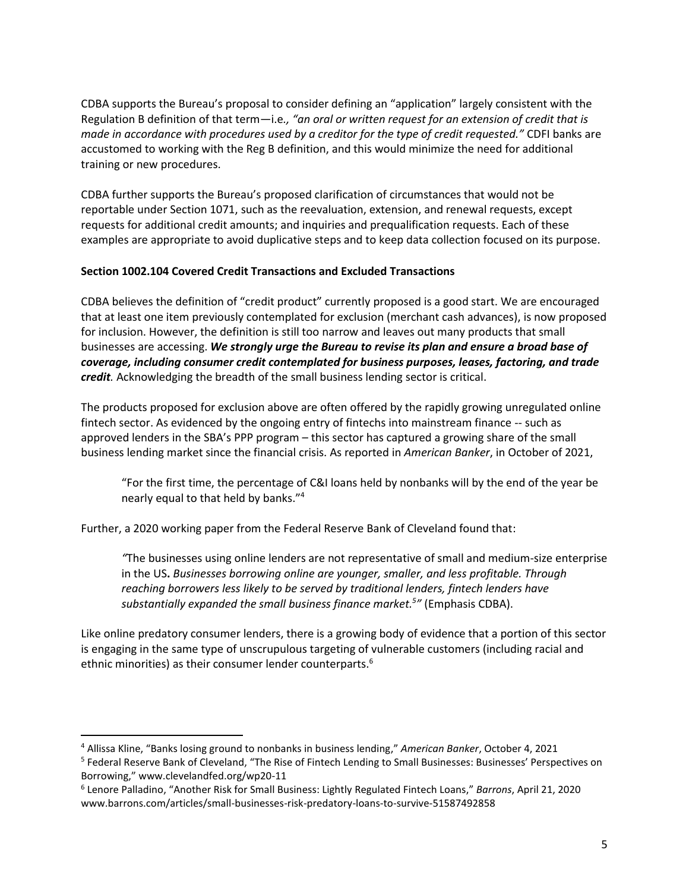CDBA supports the Bureau's proposal to consider defining an "application" largely consistent with the Regulation B definition of that term—i.e*., "an oral or written request for an extension of credit that is made in accordance with procedures used by a creditor for the type of credit requested."* CDFI banks are accustomed to working with the Reg B definition, and this would minimize the need for additional training or new procedures.

CDBA further supports the Bureau's proposed clarification of circumstances that would not be reportable under Section 1071, such as the reevaluation, extension, and renewal requests, except requests for additional credit amounts; and inquiries and prequalification requests. Each of these examples are appropriate to avoid duplicative steps and to keep data collection focused on its purpose.

**Section 1002.104 Covered Credit Transactions and Excluded Transactions**

CDBA believes the definition of "credit product" currently proposed is a good start. We are encouraged that at least one item previously contemplated for exclusion (merchant cash advances), is now proposed for inclusion. However, the definition is still too narrow and leaves out many products that small businesses are accessing. ***We strongly urge the Bureau to revise its plan and ensure a broad base of coverage, including consumer credit contemplated for business purposes, leases, factoring, and trade credit.*** Acknowledging the breadth of the small business lending sector is critical.

The products proposed for exclusion above are often offered by the rapidly growing unregulated online fintech sector. As evidenced by the ongoing entry of fintechs into mainstream finance -- such as approved lenders in the SBA's PPP program – this sector has captured a growing share of the small business lending market since the financial crisis. As reported in *American Banker*, in October of 2021,

> "For the first time, the percentage of C&I loans held by nonbanks will by the end of the year be nearly equal to that held by banks."[4]

Further, a 2020 working paper from the Federal Reserve Bank of Cleveland found that:

> *"*The businesses using online lenders are not representative of small and medium-size enterprise in the US**.** *Businesses borrowing online are younger, smaller, and less profitable. Through reaching borrowers less likely to be served by traditional lenders, fintech lenders have substantially expanded the small business finance market.[5]"* (Emphasis CDBA).

Like online predatory consumer lenders, there is a growing body of evidence that a portion of this sector is engaging in the same type of unscrupulous targeting of vulnerable customers (including racial and ethnic minorities) as their consumer lender counterparts.[6]

---

[4] Allissa Kline, "Banks losing ground to nonbanks in business lending," *American Banker*, October 4, 2021

[5] Federal Reserve Bank of Cleveland, "The Rise of Fintech Lending to Small Businesses: Businesses' Perspectives on Borrowing," www.clevelandfed.org/wp20-11

[6] Lenore Palladino, "Another Risk for Small Business: Lightly Regulated Fintech Loans," *Barrons*, April 21, 2020 www.barrons.com/articles/small-businesses-risk-predatory-loans-to-survive-51587492858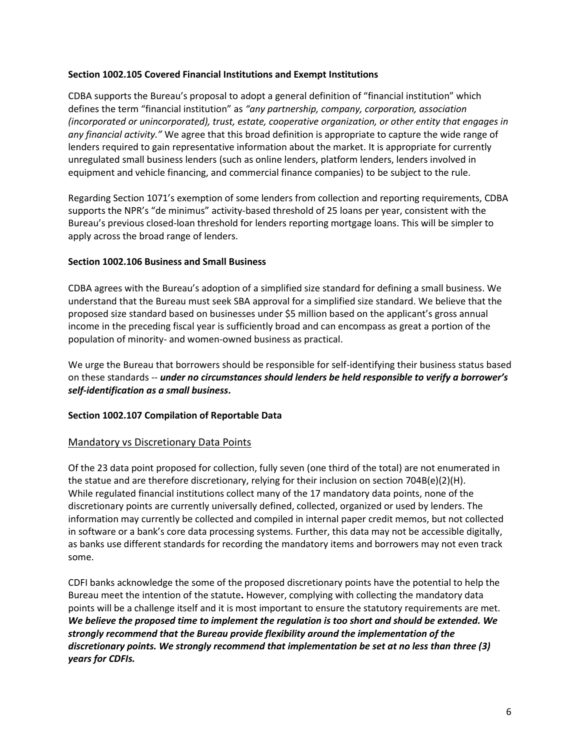### Section 1002.105 Covered Financial Institutions and Exempt Institutions

CDBA supports the Bureau's proposal to adopt a general definition of "financial institution" which defines the term "financial institution" as *"any partnership, company, corporation, association (incorporated or unincorporated), trust, estate, cooperative organization, or other entity that engages in any financial activity."* We agree that this broad definition is appropriate to capture the wide range of lenders required to gain representative information about the market. It is appropriate for currently unregulated small business lenders (such as online lenders, platform lenders, lenders involved in equipment and vehicle financing, and commercial finance companies) to be subject to the rule.

Regarding Section 1071's exemption of some lenders from collection and reporting requirements, CDBA supports the NPR's "de minimus" activity-based threshold of 25 loans per year, consistent with the Bureau's previous closed-loan threshold for lenders reporting mortgage loans. This will be simpler to apply across the broad range of lenders.

### Section 1002.106 Business and Small Business

CDBA agrees with the Bureau's adoption of a simplified size standard for defining a small business. We understand that the Bureau must seek SBA approval for a simplified size standard. We believe that the proposed size standard based on businesses under $5 million based on the applicant's gross annual income in the preceding fiscal year is sufficiently broad and can encompass as great a portion of the population of minority- and women-owned business as practical.

We urge the Bureau that borrowers should be responsible for self-identifying their business status based on these standards -- ***under no circumstances should lenders be held responsible to verify a borrower's self-identification as a small business*.**

### Section 1002.107 Compilation of Reportable Data

## Mandatory vs Discretionary Data Points

Of the 23 data point proposed for collection, fully seven (one third of the total) are not enumerated in the statue and are therefore discretionary, relying for their inclusion on section 704B(e)(2)(H). While regulated financial institutions collect many of the 17 mandatory data points, none of the discretionary points are currently universally defined, collected, organized or used by lenders. The information may currently be collected and compiled in internal paper credit memos, but not collected in software or a bank's core data processing systems. Further, this data may not be accessible digitally, as banks use different standards for recording the mandatory items and borrowers may not even track some.

CDFI banks acknowledge the some of the proposed discretionary points have the potential to help the Bureau meet the intention of the statute**.** However, complying with collecting the mandatory data points will be a challenge itself and it is most important to ensure the statutory requirements are met. ***We believe the proposed time to implement the regulation is too short and should be extended. We strongly recommend that the Bureau provide flexibility around the implementation of the discretionary points. We strongly recommend that implementation be set at no less than three (3) years for CDFIs.***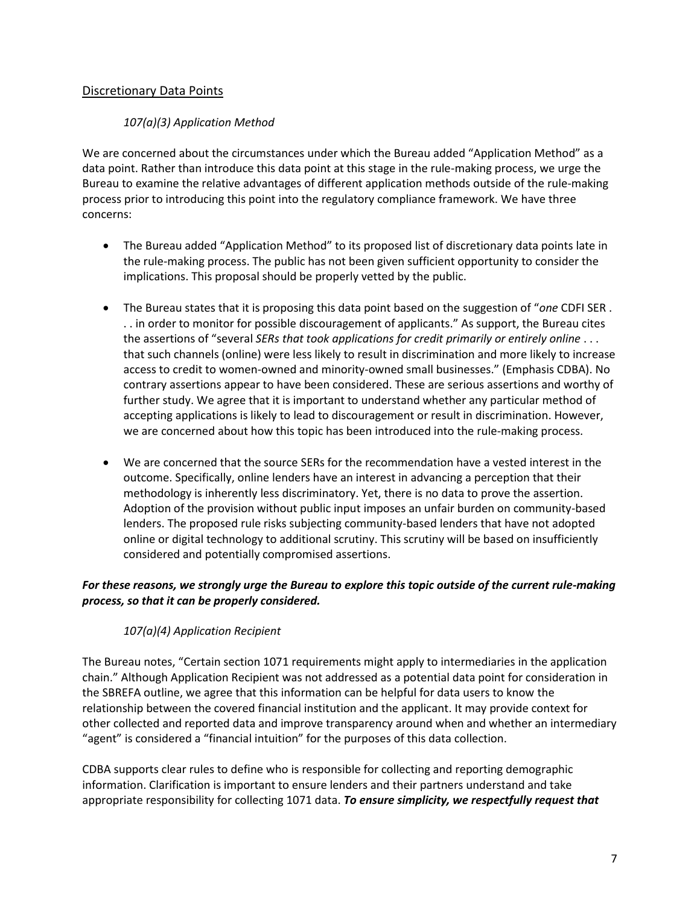## Discretionary Data Points

### *107(a)(3) Application Method*

We are concerned about the circumstances under which the Bureau added "Application Method" as a data point. Rather than introduce this data point at this stage in the rule-making process, we urge the Bureau to examine the relative advantages of different application methods outside of the rule-making process prior to introducing this point into the regulatory compliance framework. We have three concerns:

- The Bureau added "Application Method" to its proposed list of discretionary data points late in the rule-making process. The public has not been given sufficient opportunity to consider the implications. This proposal should be properly vetted by the public.
- The Bureau states that it is proposing this data point based on the suggestion of "*one* CDFI SER . . . in order to monitor for possible discouragement of applicants." As support, the Bureau cites the assertions of "several *SERs that took applications for credit primarily or entirely online* . . . that such channels (online) were less likely to result in discrimination and more likely to increase access to credit to women-owned and minority-owned small businesses." (Emphasis CDBA). No contrary assertions appear to have been considered. These are serious assertions and worthy of further study. We agree that it is important to understand whether any particular method of accepting applications is likely to lead to discouragement or result in discrimination. However, we are concerned about how this topic has been introduced into the rule-making process.
- We are concerned that the source SERs for the recommendation have a vested interest in the outcome. Specifically, online lenders have an interest in advancing a perception that their methodology is inherently less discriminatory. Yet, there is no data to prove the assertion. Adoption of the provision without public input imposes an unfair burden on community-based lenders. The proposed rule risks subjecting community-based lenders that have not adopted online or digital technology to additional scrutiny. This scrutiny will be based on insufficiently considered and potentially compromised assertions.

***For these reasons, we strongly urge the Bureau to explore this topic outside of the current rule-making process, so that it can be properly considered.***

### *107(a)(4) Application Recipient*

The Bureau notes, "Certain section 1071 requirements might apply to intermediaries in the application chain." Although Application Recipient was not addressed as a potential data point for consideration in the SBREFA outline, we agree that this information can be helpful for data users to know the relationship between the covered financial institution and the applicant. It may provide context for other collected and reported data and improve transparency around when and whether an intermediary "agent" is considered a "financial intuition" for the purposes of this data collection.

CDBA supports clear rules to define who is responsible for collecting and reporting demographic information. Clarification is important to ensure lenders and their partners understand and take appropriate responsibility for collecting 1071 data. ***To ensure simplicity, we respectfully request that***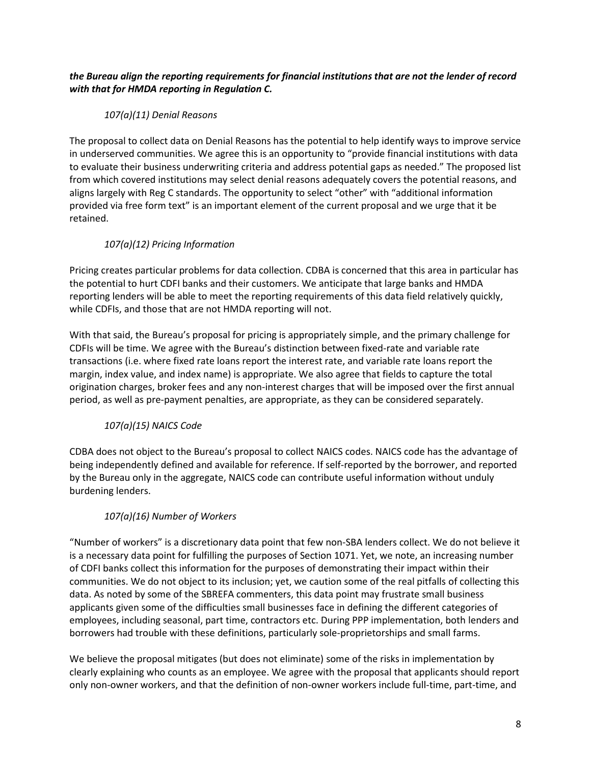***the Bureau align the reporting requirements for financial institutions that are not the lender of record with that for HMDA reporting in Regulation C.***

*107(a)(11) Denial Reasons*

The proposal to collect data on Denial Reasons has the potential to help identify ways to improve service in underserved communities. We agree this is an opportunity to "provide financial institutions with data to evaluate their business underwriting criteria and address potential gaps as needed." The proposed list from which covered institutions may select denial reasons adequately covers the potential reasons, and aligns largely with Reg C standards. The opportunity to select "other" with "additional information provided via free form text" is an important element of the current proposal and we urge that it be retained.

*107(a)(12) Pricing Information*

Pricing creates particular problems for data collection. CDBA is concerned that this area in particular has the potential to hurt CDFI banks and their customers. We anticipate that large banks and HMDA reporting lenders will be able to meet the reporting requirements of this data field relatively quickly, while CDFIs, and those that are not HMDA reporting will not.

With that said, the Bureau's proposal for pricing is appropriately simple, and the primary challenge for CDFIs will be time. We agree with the Bureau's distinction between fixed-rate and variable rate transactions (i.e. where fixed rate loans report the interest rate, and variable rate loans report the margin, index value, and index name) is appropriate. We also agree that fields to capture the total origination charges, broker fees and any non-interest charges that will be imposed over the first annual period, as well as pre-payment penalties, are appropriate, as they can be considered separately.

*107(a)(15) NAICS Code*

CDBA does not object to the Bureau's proposal to collect NAICS codes. NAICS code has the advantage of being independently defined and available for reference. If self-reported by the borrower, and reported by the Bureau only in the aggregate, NAICS code can contribute useful information without unduly burdening lenders.

*107(a)(16) Number of Workers*

"Number of workers" is a discretionary data point that few non-SBA lenders collect. We do not believe it is a necessary data point for fulfilling the purposes of Section 1071. Yet, we note, an increasing number of CDFI banks collect this information for the purposes of demonstrating their impact within their communities. We do not object to its inclusion; yet, we caution some of the real pitfalls of collecting this data. As noted by some of the SBREFA commenters, this data point may frustrate small business applicants given some of the difficulties small businesses face in defining the different categories of employees, including seasonal, part time, contractors etc. During PPP implementation, both lenders and borrowers had trouble with these definitions, particularly sole-proprietorships and small farms.

We believe the proposal mitigates (but does not eliminate) some of the risks in implementation by clearly explaining who counts as an employee. We agree with the proposal that applicants should report only non-owner workers, and that the definition of non-owner workers include full-time, part-time, and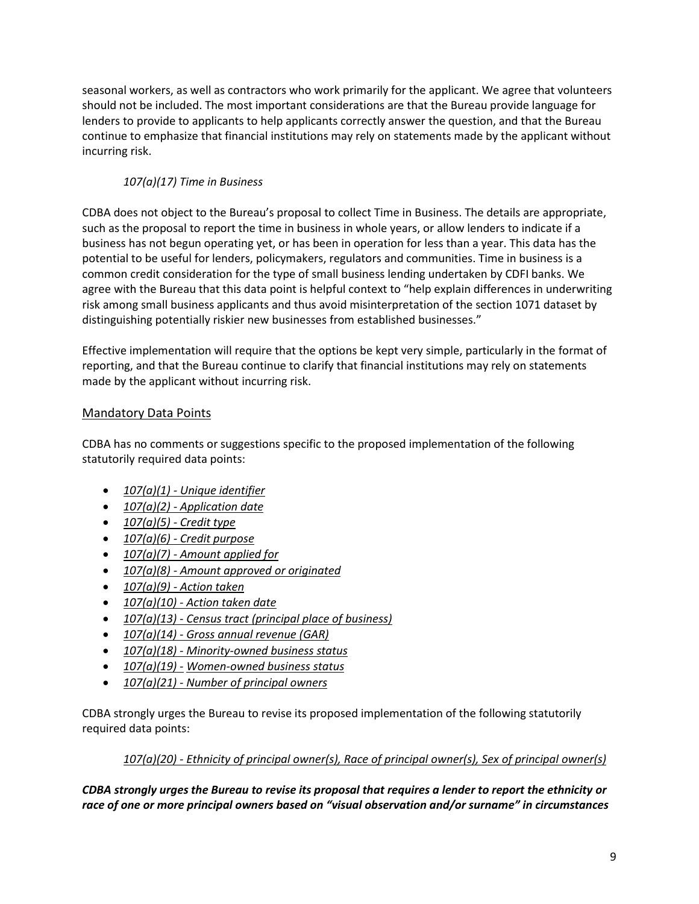seasonal workers, as well as contractors who work primarily for the applicant. We agree that volunteers should not be included. The most important considerations are that the Bureau provide language for lenders to provide to applicants to help applicants correctly answer the question, and that the Bureau continue to emphasize that financial institutions may rely on statements made by the applicant without incurring risk.

*107(a)(17) Time in Business*

CDBA does not object to the Bureau's proposal to collect Time in Business. The details are appropriate, such as the proposal to report the time in business in whole years, or allow lenders to indicate if a business has not begun operating yet, or has been in operation for less than a year. This data has the potential to be useful for lenders, policymakers, regulators and communities. Time in business is a common credit consideration for the type of small business lending undertaken by CDFI banks. We agree with the Bureau that this data point is helpful context to "help explain differences in underwriting risk among small business applicants and thus avoid misinterpretation of the section 1071 dataset by distinguishing potentially riskier new businesses from established businesses."

Effective implementation will require that the options be kept very simple, particularly in the format of reporting, and that the Bureau continue to clarify that financial institutions may rely on statements made by the applicant without incurring risk.

## Mandatory Data Points

CDBA has no comments or suggestions specific to the proposed implementation of the following statutorily required data points:

- *107(a)(1) - Unique identifier*
- *107(a)(2) - Application date*
- *107(a)(5) - Credit type*
- *107(a)(6) - Credit purpose*
- *107(a)(7) - Amount applied for*
- *107(a)(8) - Amount approved or originated*
- *107(a)(9) - Action taken*
- *107(a)(10) - Action taken date*
- *107(a)(13) - Census tract (principal place of business)*
- *107(a)(14) - Gross annual revenue (GAR)*
- *107(a)(18) - Minority-owned business status*
- *107(a)(19) - Women-owned business status*
- *107(a)(21) - Number of principal owners*

CDBA strongly urges the Bureau to revise its proposed implementation of the following statutorily required data points:

*107(a)(20) - Ethnicity of principal owner(s), Race of principal owner(s), Sex of principal owner(s)*

***CDBA strongly urges the Bureau to revise its proposal that requires a lender to report the ethnicity or race of one or more principal owners based on "visual observation and/or surname" in circumstances***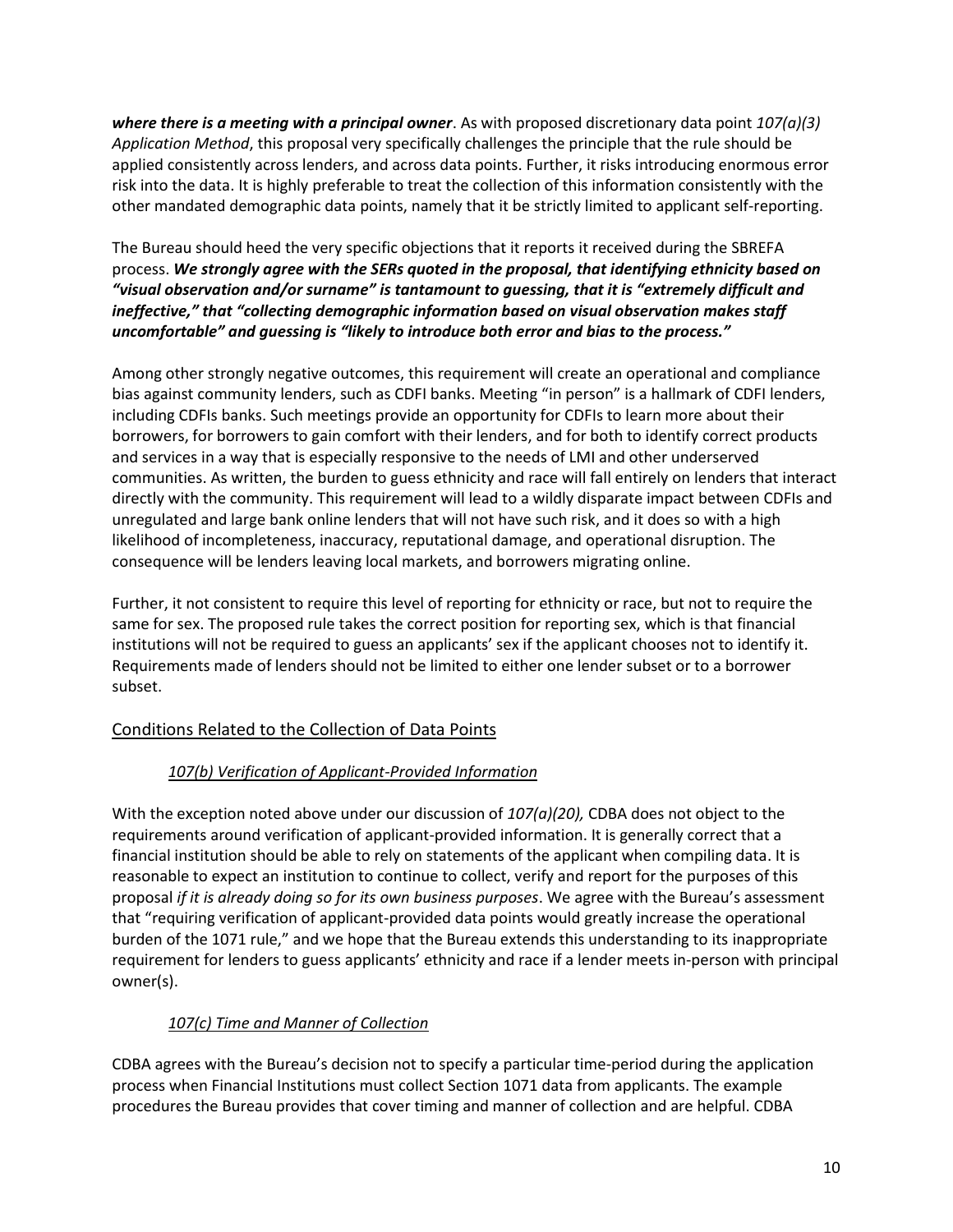***where there is a meeting with a principal owner***. As with proposed discretionary data point *107(a)(3) Application Method*, this proposal very specifically challenges the principle that the rule should be applied consistently across lenders, and across data points. Further, it risks introducing enormous error risk into the data. It is highly preferable to treat the collection of this information consistently with the other mandated demographic data points, namely that it be strictly limited to applicant self-reporting.

The Bureau should heed the very specific objections that it reports it received during the SBREFA process. ***We strongly agree with the SERs quoted in the proposal, that identifying ethnicity based on "visual observation and/or surname" is tantamount to guessing, that it is "extremely difficult and ineffective," that "collecting demographic information based on visual observation makes staff uncomfortable" and guessing is "likely to introduce both error and bias to the process."***

Among other strongly negative outcomes, this requirement will create an operational and compliance bias against community lenders, such as CDFI banks. Meeting "in person" is a hallmark of CDFI lenders, including CDFIs banks. Such meetings provide an opportunity for CDFIs to learn more about their borrowers, for borrowers to gain comfort with their lenders, and for both to identify correct products and services in a way that is especially responsive to the needs of LMI and other underserved communities. As written, the burden to guess ethnicity and race will fall entirely on lenders that interact directly with the community. This requirement will lead to a wildly disparate impact between CDFIs and unregulated and large bank online lenders that will not have such risk, and it does so with a high likelihood of incompleteness, inaccuracy, reputational damage, and operational disruption. The consequence will be lenders leaving local markets, and borrowers migrating online.

Further, it not consistent to require this level of reporting for ethnicity or race, but not to require the same for sex. The proposed rule takes the correct position for reporting sex, which is that financial institutions will not be required to guess an applicants' sex if the applicant chooses not to identify it. Requirements made of lenders should not be limited to either one lender subset or to a borrower subset.

## Conditions Related to the Collection of Data Points

### *107(b) Verification of Applicant-Provided Information*

With the exception noted above under our discussion of *107(a)(20),* CDBA does not object to the requirements around verification of applicant-provided information. It is generally correct that a financial institution should be able to rely on statements of the applicant when compiling data. It is reasonable to expect an institution to continue to collect, verify and report for the purposes of this proposal *if it is already doing so for its own business purposes*. We agree with the Bureau's assessment that "requiring verification of applicant-provided data points would greatly increase the operational burden of the 1071 rule," and we hope that the Bureau extends this understanding to its inappropriate requirement for lenders to guess applicants' ethnicity and race if a lender meets in-person with principal owner(s).

### *107(c) Time and Manner of Collection*

CDBA agrees with the Bureau's decision not to specify a particular time-period during the application process when Financial Institutions must collect Section 1071 data from applicants. The example procedures the Bureau provides that cover timing and manner of collection and are helpful. CDBA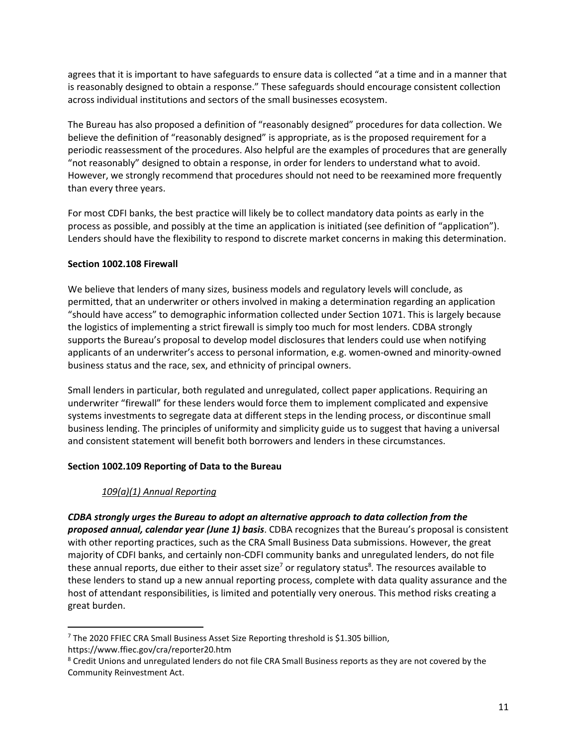agrees that it is important to have safeguards to ensure data is collected "at a time and in a manner that is reasonably designed to obtain a response." These safeguards should encourage consistent collection across individual institutions and sectors of the small businesses ecosystem.

The Bureau has also proposed a definition of "reasonably designed" procedures for data collection. We believe the definition of "reasonably designed" is appropriate, as is the proposed requirement for a periodic reassessment of the procedures. Also helpful are the examples of procedures that are generally "not reasonably" designed to obtain a response, in order for lenders to understand what to avoid. However, we strongly recommend that procedures should not need to be reexamined more frequently than every three years.

For most CDFI banks, the best practice will likely be to collect mandatory data points as early in the process as possible, and possibly at the time an application is initiated (see definition of "application"). Lenders should have the flexibility to respond to discrete market concerns in making this determination.

**Section 1002.108 Firewall**

We believe that lenders of many sizes, business models and regulatory levels will conclude, as permitted, that an underwriter or others involved in making a determination regarding an application "should have access" to demographic information collected under Section 1071. This is largely because the logistics of implementing a strict firewall is simply too much for most lenders. CDBA strongly supports the Bureau's proposal to develop model disclosures that lenders could use when notifying applicants of an underwriter's access to personal information, e.g. women-owned and minority-owned business status and the race, sex, and ethnicity of principal owners.

Small lenders in particular, both regulated and unregulated, collect paper applications. Requiring an underwriter "firewall" for these lenders would force them to implement complicated and expensive systems investments to segregate data at different steps in the lending process, or discontinue small business lending. The principles of uniformity and simplicity guide us to suggest that having a universal and consistent statement will benefit both borrowers and lenders in these circumstances.

**Section 1002.109 Reporting of Data to the Bureau**

*109(a)(1) Annual Reporting*

***CDBA strongly urges the Bureau to adopt an alternative approach to data collection from the proposed annual, calendar year (June 1) basis***. CDBA recognizes that the Bureau's proposal is consistent with other reporting practices, such as the CRA Small Business Data submissions. However, the great majority of CDFI banks, and certainly non-CDFI community banks and unregulated lenders, do not file these annual reports, due either to their asset size[7] or regulatory status[8]. The resources available to these lenders to stand up a new annual reporting process, complete with data quality assurance and the host of attendant responsibilities, is limited and potentially very onerous. This method risks creating a great burden.

---

[7] The 2020 FFIEC CRA Small Business Asset Size Reporting threshold is $1.305 billion, https://www.ffiec.gov/cra/reporter20.htm

[8] Credit Unions and unregulated lenders do not file CRA Small Business reports as they are not covered by the Community Reinvestment Act.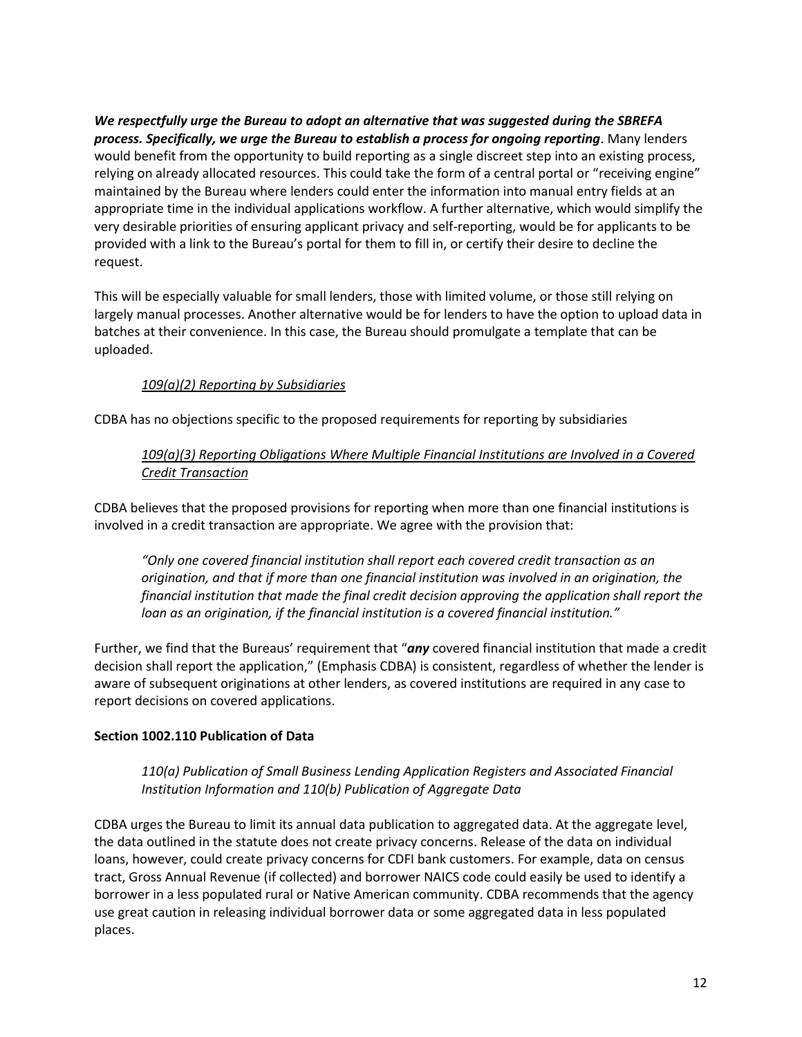***We respectfully urge the Bureau to adopt an alternative that was suggested during the SBREFA process. Specifically, we urge the Bureau to establish a process for ongoing reporting***. Many lenders would benefit from the opportunity to build reporting as a single discreet step into an existing process, relying on already allocated resources. This could take the form of a central portal or "receiving engine" maintained by the Bureau where lenders could enter the information into manual entry fields at an appropriate time in the individual applications workflow. A further alternative, which would simplify the very desirable priorities of ensuring applicant privacy and self-reporting, would be for applicants to be provided with a link to the Bureau's portal for them to fill in, or certify their desire to decline the request.

This will be especially valuable for small lenders, those with limited volume, or those still relying on largely manual processes. Another alternative would be for lenders to have the option to upload data in batches at their convenience. In this case, the Bureau should promulgate a template that can be uploaded.

*109(a)(2) Reporting by Subsidiaries*

CDBA has no objections specific to the proposed requirements for reporting by subsidiaries

*109(a)(3) Reporting Obligations Where Multiple Financial Institutions are Involved in a Covered Credit Transaction*

CDBA believes that the proposed provisions for reporting when more than one financial institutions is involved in a credit transaction are appropriate. We agree with the provision that:

> *"Only one covered financial institution shall report each covered credit transaction as an origination, and that if more than one financial institution was involved in an origination, the financial institution that made the final credit decision approving the application shall report the loan as an origination, if the financial institution is a covered financial institution."*

Further, we find that the Bureaus' requirement that "***any*** covered financial institution that made a credit decision shall report the application," (Emphasis CDBA) is consistent, regardless of whether the lender is aware of subsequent originations at other lenders, as covered institutions are required in any case to report decisions on covered applications.

**Section 1002.110 Publication of Data**

*110(a) Publication of Small Business Lending Application Registers and Associated Financial Institution Information and 110(b) Publication of Aggregate Data*

CDBA urges the Bureau to limit its annual data publication to aggregated data. At the aggregate level, the data outlined in the statute does not create privacy concerns. Release of the data on individual loans, however, could create privacy concerns for CDFI bank customers. For example, data on census tract, Gross Annual Revenue (if collected) and borrower NAICS code could easily be used to identify a borrower in a less populated rural or Native American community. CDBA recommends that the agency use great caution in releasing individual borrower data or some aggregated data in less populated places.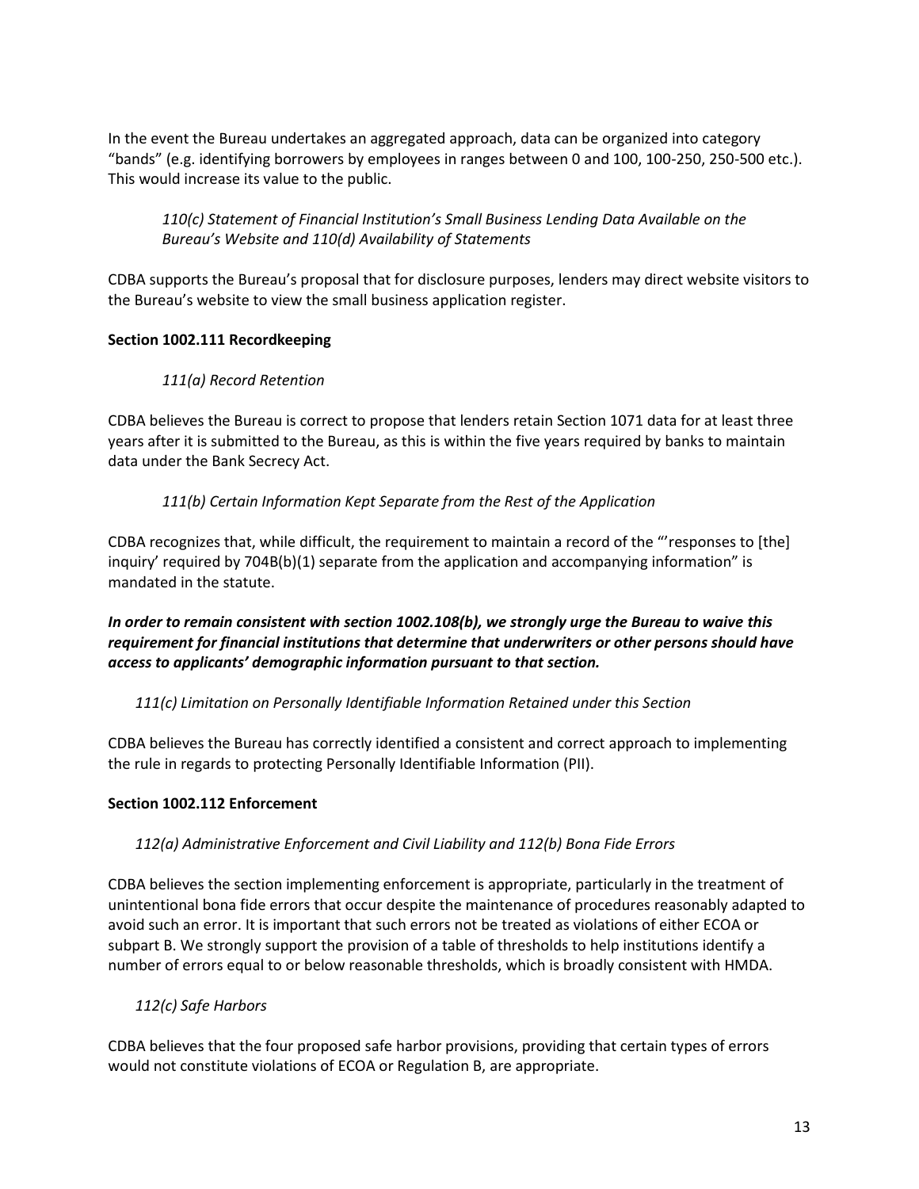In the event the Bureau undertakes an aggregated approach, data can be organized into category "bands" (e.g. identifying borrowers by employees in ranges between 0 and 100, 100-250, 250-500 etc.). This would increase its value to the public.

*110(c) Statement of Financial Institution's Small Business Lending Data Available on the Bureau's Website and 110(d) Availability of Statements*

CDBA supports the Bureau's proposal that for disclosure purposes, lenders may direct website visitors to the Bureau's website to view the small business application register.

**Section 1002.111 Recordkeeping**

*111(a) Record Retention*

CDBA believes the Bureau is correct to propose that lenders retain Section 1071 data for at least three years after it is submitted to the Bureau, as this is within the five years required by banks to maintain data under the Bank Secrecy Act.

*111(b) Certain Information Kept Separate from the Rest of the Application*

CDBA recognizes that, while difficult, the requirement to maintain a record of the "'responses to [the] inquiry' required by 704B(b)(1) separate from the application and accompanying information" is mandated in the statute.

***In order to remain consistent with section 1002.108(b), we strongly urge the Bureau to waive this requirement for financial institutions that determine that underwriters or other persons should have access to applicants' demographic information pursuant to that section.***

*111(c) Limitation on Personally Identifiable Information Retained under this Section*

CDBA believes the Bureau has correctly identified a consistent and correct approach to implementing the rule in regards to protecting Personally Identifiable Information (PII).

**Section 1002.112 Enforcement**

*112(a) Administrative Enforcement and Civil Liability and 112(b) Bona Fide Errors*

CDBA believes the section implementing enforcement is appropriate, particularly in the treatment of unintentional bona fide errors that occur despite the maintenance of procedures reasonably adapted to avoid such an error. It is important that such errors not be treated as violations of either ECOA or subpart B. We strongly support the provision of a table of thresholds to help institutions identify a number of errors equal to or below reasonable thresholds, which is broadly consistent with HMDA.

*112(c) Safe Harbors*

CDBA believes that the four proposed safe harbor provisions, providing that certain types of errors would not constitute violations of ECOA or Regulation B, are appropriate.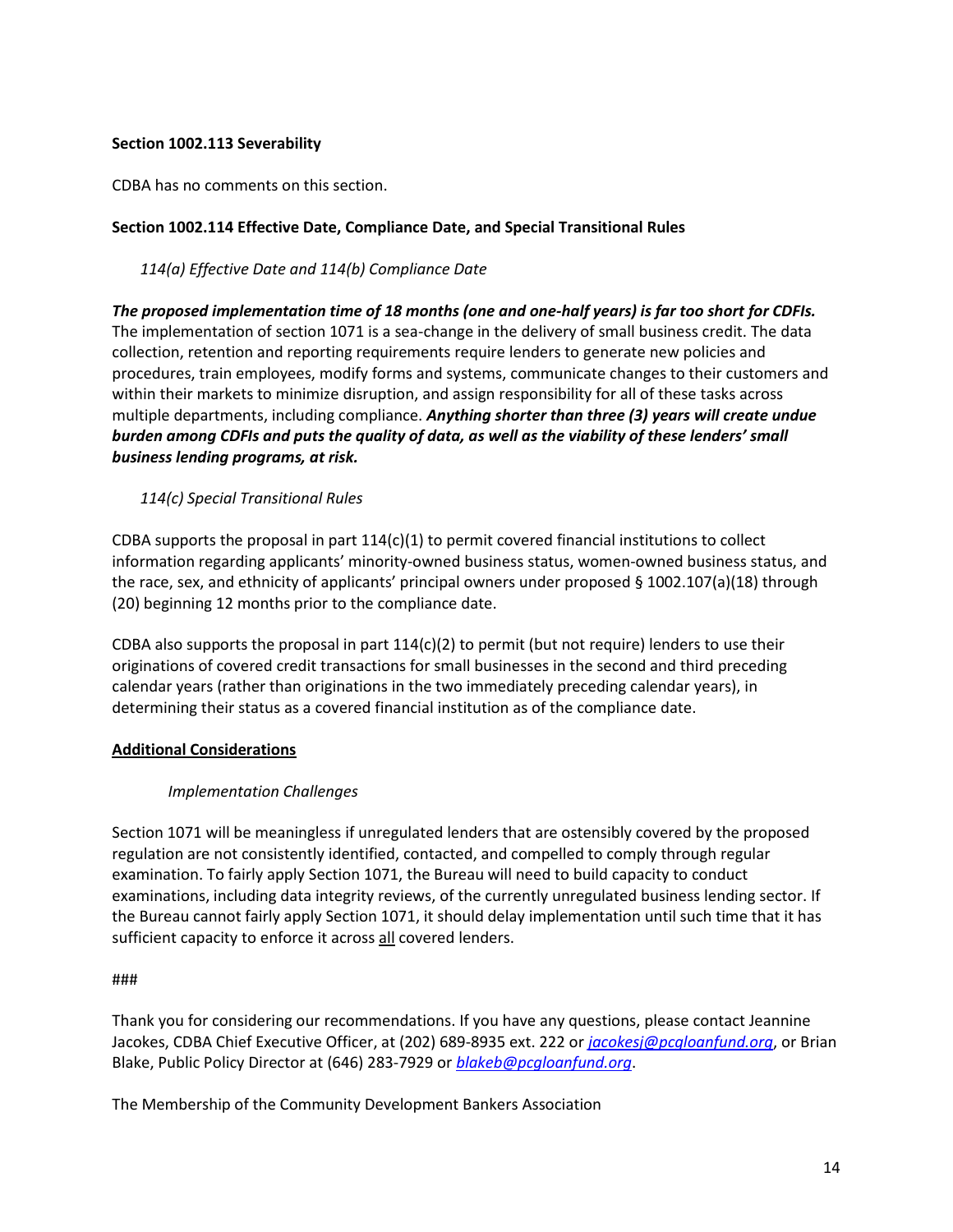**Section 1002.113 Severability**

CDBA has no comments on this section.

**Section 1002.114 Effective Date, Compliance Date, and Special Transitional Rules**

*114(a) Effective Date and 114(b) Compliance Date*

***The proposed implementation time of 18 months (one and one-half years) is far too short for CDFIs.*** The implementation of section 1071 is a sea-change in the delivery of small business credit. The data collection, retention and reporting requirements require lenders to generate new policies and procedures, train employees, modify forms and systems, communicate changes to their customers and within their markets to minimize disruption, and assign responsibility for all of these tasks across multiple departments, including compliance. ***Anything shorter than three (3) years will create undue burden among CDFIs and puts the quality of data, as well as the viability of these lenders' small business lending programs, at risk.***

*114(c) Special Transitional Rules*

CDBA supports the proposal in part 114(c)(1) to permit covered financial institutions to collect information regarding applicants' minority-owned business status, women-owned business status, and the race, sex, and ethnicity of applicants' principal owners under proposed § 1002.107(a)(18) through (20) beginning 12 months prior to the compliance date.

CDBA also supports the proposal in part 114(c)(2) to permit (but not require) lenders to use their originations of covered credit transactions for small businesses in the second and third preceding calendar years (rather than originations in the two immediately preceding calendar years), in determining their status as a covered financial institution as of the compliance date.

**<u>Additional Considerations</u>**

*Implementation Challenges*

Section 1071 will be meaningless if unregulated lenders that are ostensibly covered by the proposed regulation are not consistently identified, contacted, and compelled to comply through regular examination. To fairly apply Section 1071, the Bureau will need to build capacity to conduct examinations, including data integrity reviews, of the currently unregulated business lending sector. If the Bureau cannot fairly apply Section 1071, it should delay implementation until such time that it has sufficient capacity to enforce it across <u>all</u> covered lenders.

###

Thank you for considering our recommendations. If you have any questions, please contact Jeannine Jacokes, CDBA Chief Executive Officer, at (202) 689-8935 ext. 222 or *jacokesj@pcgloanfund.org*, or Brian Blake, Public Policy Director at (646) 283-7929 or *blakeb@pcgloanfund.org*.

The Membership of the Community Development Bankers Association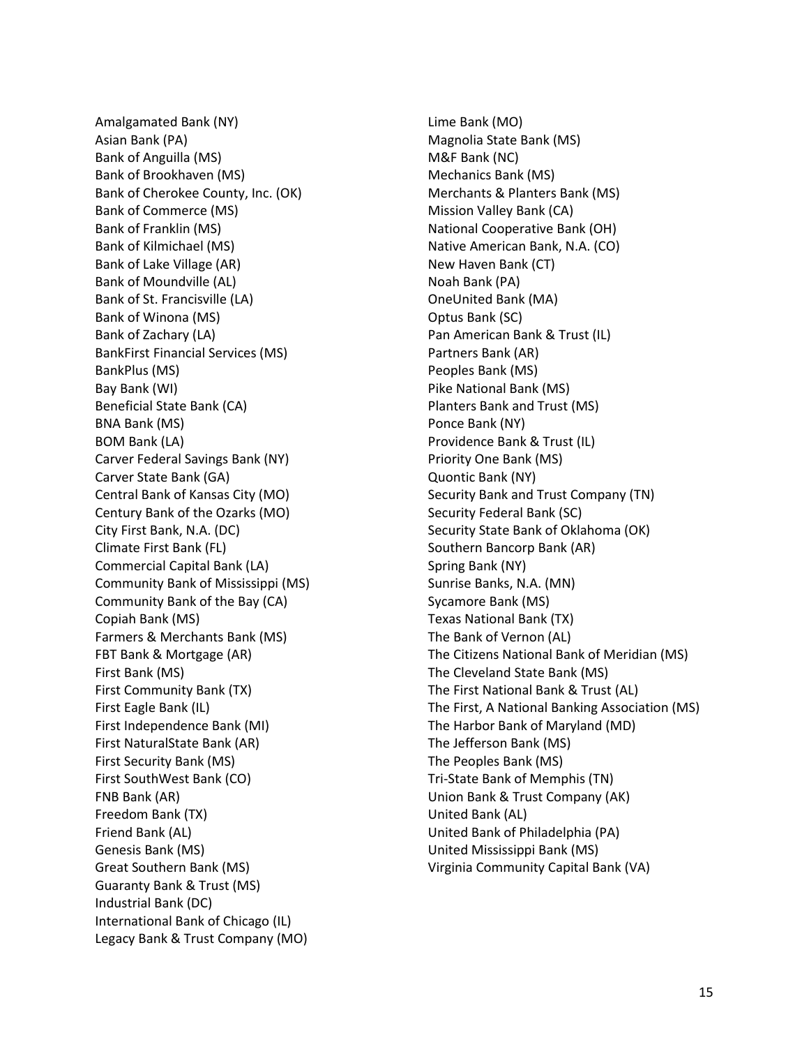Amalgamated Bank (NY)
Asian Bank (PA)
Bank of Anguilla (MS)
Bank of Brookhaven (MS)
Bank of Cherokee County, Inc. (OK)
Bank of Commerce (MS)
Bank of Franklin (MS)
Bank of Kilmichael (MS)
Bank of Lake Village (AR)
Bank of Moundville (AL)
Bank of St. Francisville (LA)
Bank of Winona (MS)
Bank of Zachary (LA)
BankFirst Financial Services (MS)
BankPlus (MS)
Bay Bank (WI)
Beneficial State Bank (CA)
BNA Bank (MS)
BOM Bank (LA)
Carver Federal Savings Bank (NY)
Carver State Bank (GA)
Central Bank of Kansas City (MO)
Century Bank of the Ozarks (MO)
City First Bank, N.A. (DC)
Climate First Bank (FL)
Commercial Capital Bank (LA)
Community Bank of Mississippi (MS)
Community Bank of the Bay (CA)
Copiah Bank (MS)
Farmers & Merchants Bank (MS)
FBT Bank & Mortgage (AR)
First Bank (MS)
First Community Bank (TX)
First Eagle Bank (IL)
First Independence Bank (MI)
First NaturalState Bank (AR)
First Security Bank (MS)
First SouthWest Bank (CO)
FNB Bank (AR)
Freedom Bank (TX)
Friend Bank (AL)
Genesis Bank (MS)
Great Southern Bank (MS)
Guaranty Bank & Trust (MS)
Industrial Bank (DC)
International Bank of Chicago (IL)
Legacy Bank & Trust Company (MO)
Lime Bank (MO)
Magnolia State Bank (MS)
M&F Bank (NC)
Mechanics Bank (MS)
Merchants & Planters Bank (MS)
Mission Valley Bank (CA)
National Cooperative Bank (OH)
Native American Bank, N.A. (CO)
New Haven Bank (CT)
Noah Bank (PA)
OneUnited Bank (MA)
Optus Bank (SC)
Pan American Bank & Trust (IL)
Partners Bank (AR)
Peoples Bank (MS)
Pike National Bank (MS)
Planters Bank and Trust (MS)
Ponce Bank (NY)
Providence Bank & Trust (IL)
Priority One Bank (MS)
Quontic Bank (NY)
Security Bank and Trust Company (TN)
Security Federal Bank (SC)
Security State Bank of Oklahoma (OK)
Southern Bancorp Bank (AR)
Spring Bank (NY)
Sunrise Banks, N.A. (MN)
Sycamore Bank (MS)
Texas National Bank (TX)
The Bank of Vernon (AL)
The Citizens National Bank of Meridian (MS)
The Cleveland State Bank (MS)
The First National Bank & Trust (AL)
The First, A National Banking Association (MS)
The Harbor Bank of Maryland (MD)
The Jefferson Bank (MS)
The Peoples Bank (MS)
Tri-State Bank of Memphis (TN)
Union Bank & Trust Company (AK)
United Bank (AL)
United Bank of Philadelphia (PA)
United Mississippi Bank (MS)
Virginia Community Capital Bank (VA)